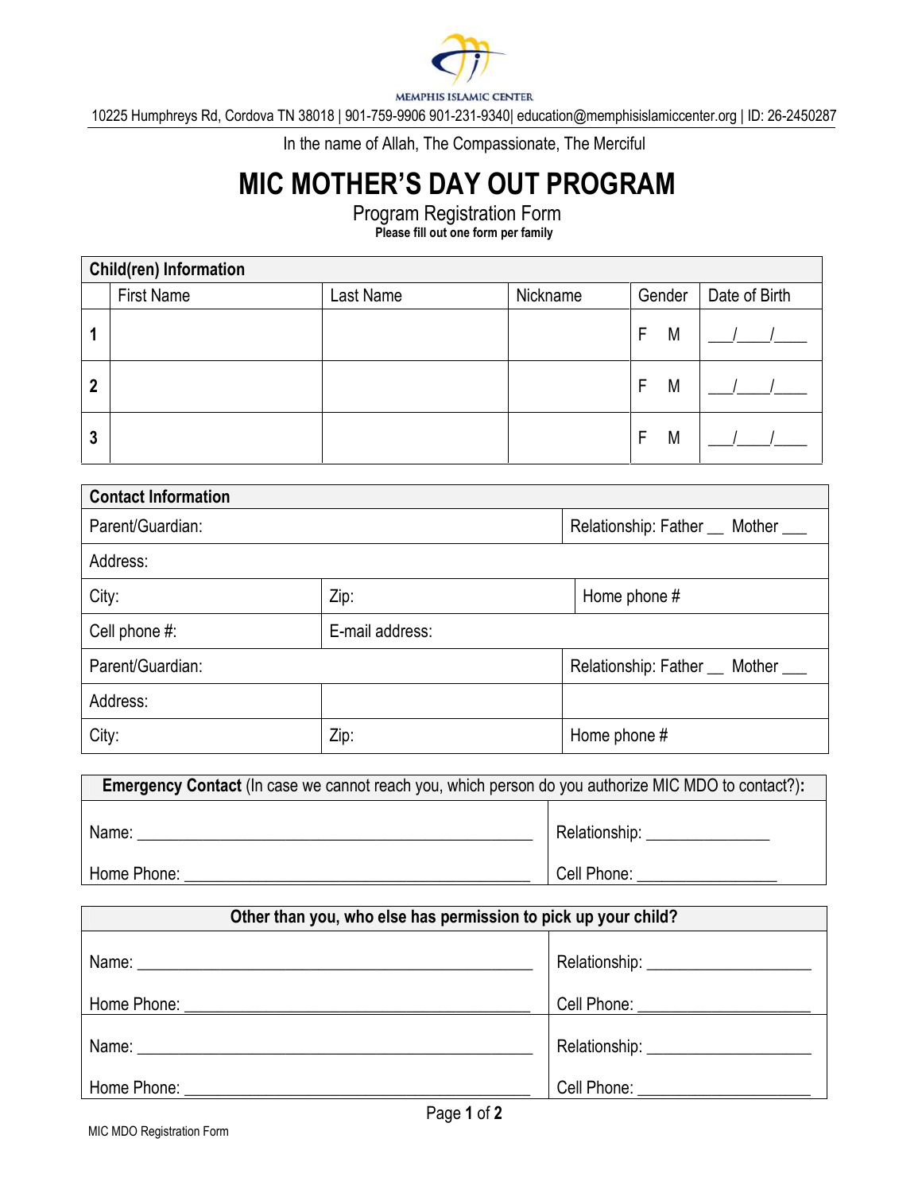MEMPHIS ISLAMIC CENTER

10225 Humphreys Rd, Cordova TN 38018 | 901-759-9906 901-231-9340| education@memphisislamiccenter.org | ID: 26-2450287

In the name of Allah, The Compassionate, The Merciful

# MIC MOTHER'S DAY OUT PROGRAM

## Program Registration Form

**Please fill out one form per family**

| **Child(ren) Information** | | | | | |
|---|---|---|---|---|---|
| | First Name | Last Name | Nickname | Gender | Date of Birth |
| **1** | | | | F M | ___/___/____ |
| **2** | | | | F M | ___/___/____ |
| **3** | | | | F M | ___/___/____ |

| **Contact Information** | | |
|---|---|---|
| Parent/Guardian: | | Relationship: Father __ Mother ___ |
| Address: | | |
| City: | Zip: | Home phone # |
| Cell phone #: | E-mail address: | |
| Parent/Guardian: | | Relationship: Father __ Mother ___ |
| Address: | | |
| City: | Zip: | Home phone # |

| **Emergency Contact** (In case we cannot reach you, which person do you authorize MIC MDO to contact?)**:** | |
|---|---|
| Name: ______________________________________________ | Relationship: ______________ |
| Home Phone: __________________________________________ | Cell Phone: ________________ |

| **Other than you, who else has permission to pick up your child?** | |
|---|---|
| Name: ______________________________________________ | Relationship: ___________________ |
| Home Phone: __________________________________________ | Cell Phone: ____________________ |
| Name: ______________________________________________ | Relationship: ___________________ |
| Home Phone: __________________________________________ | Cell Phone: ____________________ |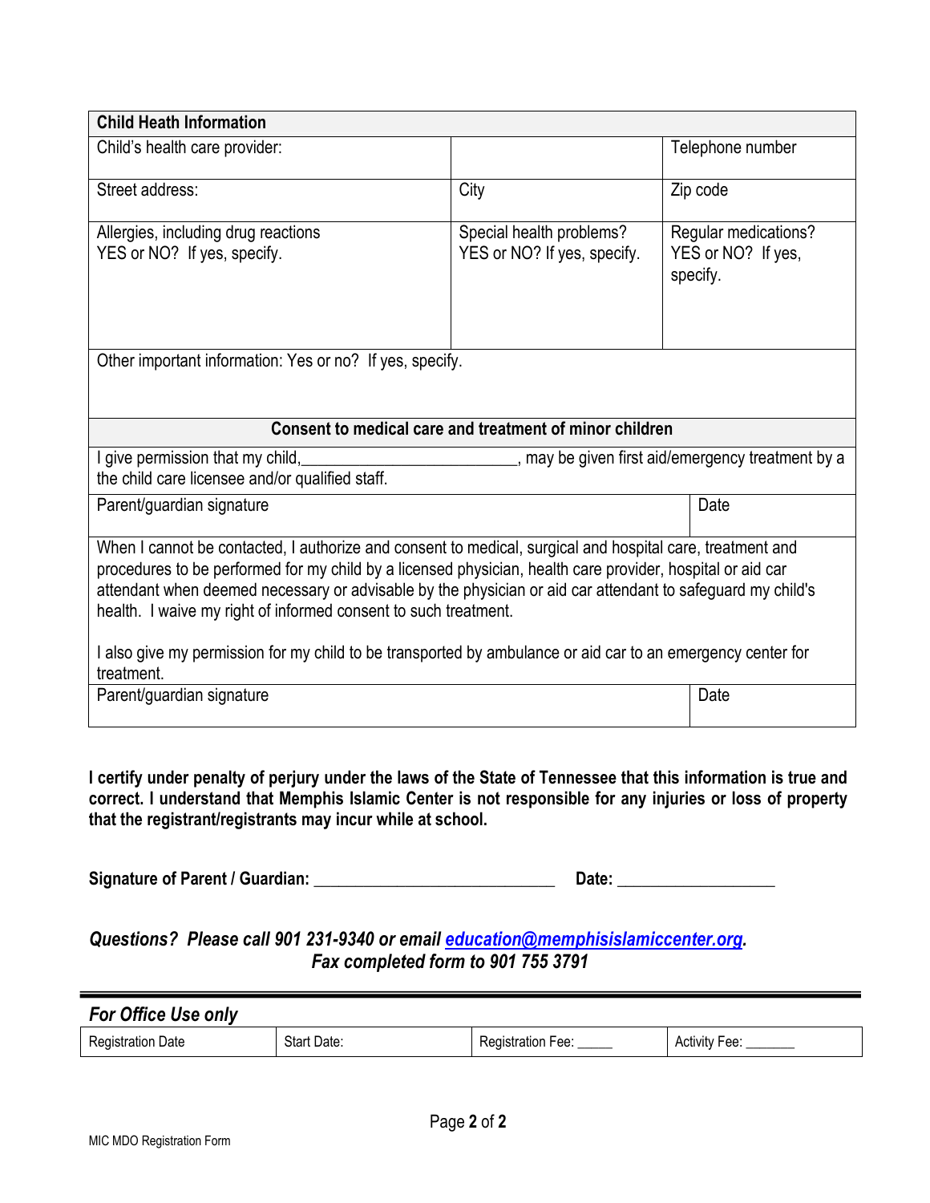| Child Heath Information | | |
| --- | --- | --- |
| Child's health care provider: | | Telephone number |
| Street address: | City | Zip code |
| Allergies, including drug reactions YES or NO? If yes, specify. | Special health problems? YES or NO? If yes, specify. | Regular medications? YES or NO? If yes, specify. |
| Other important information: Yes or no? If yes, specify. | | |

| Consent to medical care and treatment of minor children | |
| --- | --- |
| I give permission that my child,_________________________, may be given first aid/emergency treatment by a the child care licensee and/or qualified staff. | |
| Parent/guardian signature | Date |
| When I cannot be contacted, I authorize and consent to medical, surgical and hospital care, treatment and procedures to be performed for my child by a licensed physician, health care provider, hospital or aid car attendant when deemed necessary or advisable by the physician or aid car attendant to safeguard my child's health. I waive my right of informed consent to such treatment.<br><br>I also give my permission for my child to be transported by ambulance or aid car to an emergency center for treatment. | |
| Parent/guardian signature | Date |

**I certify under penalty of perjury under the laws of the State of Tennessee that this information is true and correct. I understand that Memphis Islamic Center is not responsible for any injuries or loss of property that the registrant/registrants may incur while at school.**

**Signature of Parent / Guardian:** _____________________________ **Date:** ___________________

***Questions? Please call 901 231-9340 or email [education@memphisislamiccenter.org](mailto:education@memphisislamiccenter.org).***
***Fax completed form to 901 755 3791***

---

***For Office Use only***

| | | | |
| --- | --- | --- | --- |
| Registration Date | Start Date: | Registration Fee: _____ | Activity Fee: _______ |

MIC MDO Registration Form